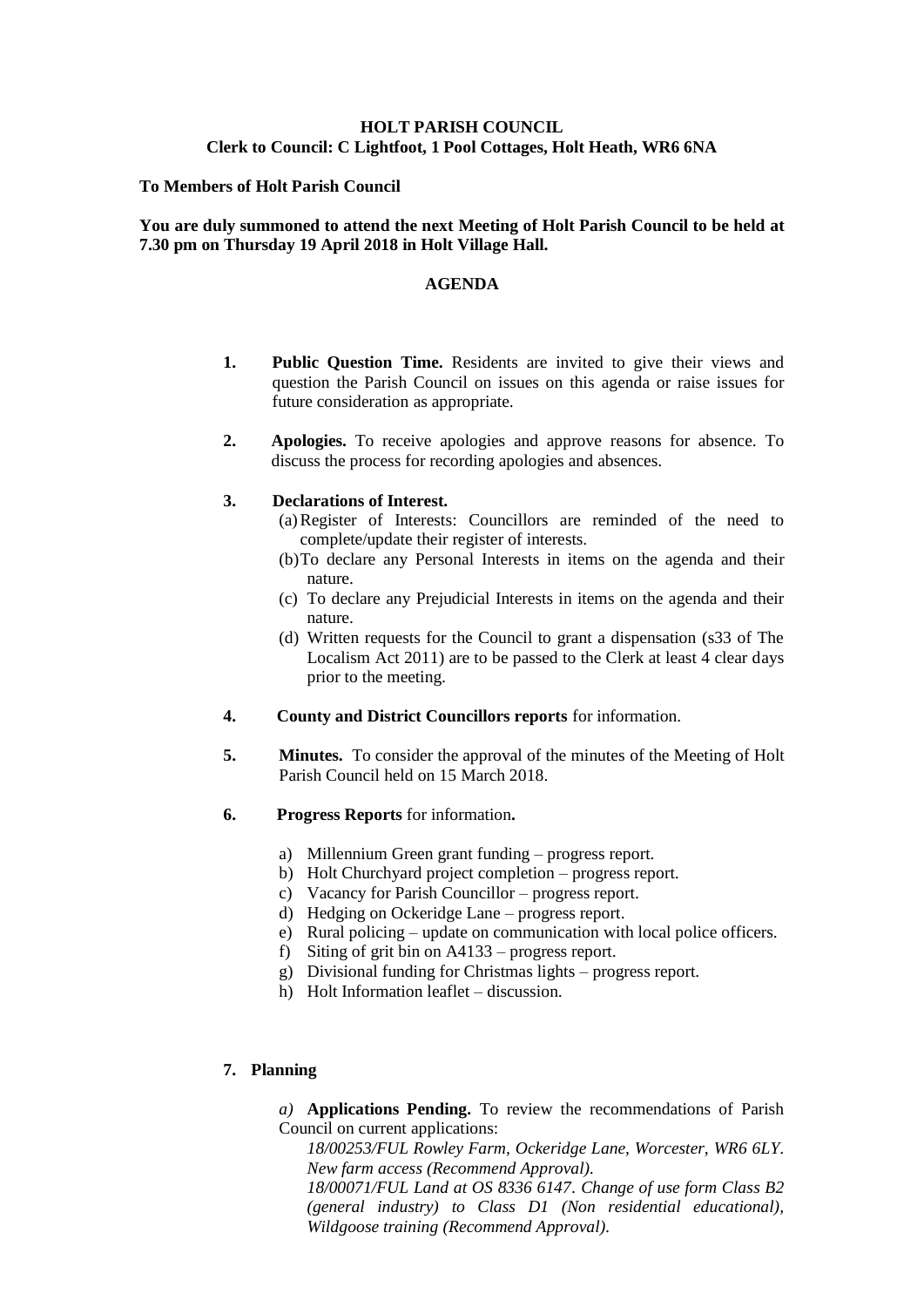**HOLT PARISH COUNCIL**
**Clerk to Council: C Lightfoot, 1 Pool Cottages, Holt Heath, WR6 6NA**

**To Members of Holt Parish Council**

**You are duly summoned to attend the next Meeting of Holt Parish Council to be held at 7.30 pm on Thursday 19 April 2018 in Holt Village Hall.**

**AGENDA**

1. **Public Question Time.** Residents are invited to give their views and question the Parish Council on issues on this agenda or raise issues for future consideration as appropriate.

2. **Apologies.** To receive apologies and approve reasons for absence. To discuss the process for recording apologies and absences.

3. **Declarations of Interest.**
   (a) Register of Interests: Councillors are reminded of the need to complete/update their register of interests.
   (b) To declare any Personal Interests in items on the agenda and their nature.
   (c) To declare any Prejudicial Interests in items on the agenda and their nature.
   (d) Written requests for the Council to grant a dispensation (s33 of The Localism Act 2011) are to be passed to the Clerk at least 4 clear days prior to the meeting.

4. **County and District Councillors reports** for information.

5. **Minutes.** To consider the approval of the minutes of the Meeting of Holt Parish Council held on 15 March 2018.

6. **Progress Reports** for information**.**

   a) Millennium Green grant funding – progress report.
   b) Holt Churchyard project completion – progress report.
   c) Vacancy for Parish Councillor – progress report.
   d) Hedging on Ockeridge Lane – progress report.
   e) Rural policing – update on communication with local police officers.
   f) Siting of grit bin on A4133 – progress report.
   g) Divisional funding for Christmas lights – progress report.
   h) Holt Information leaflet – discussion.

7. **Planning**

   *a)* **Applications Pending.** To review the recommendations of Parish Council on current applications:
   *18/00253/FUL Rowley Farm, Ockeridge Lane, Worcester, WR6 6LY. New farm access (Recommend Approval).*
   *18/00071/FUL Land at OS 8336 6147. Change of use form Class B2 (general industry) to Class D1 (Non residential educational), Wildgoose training (Recommend Approval).*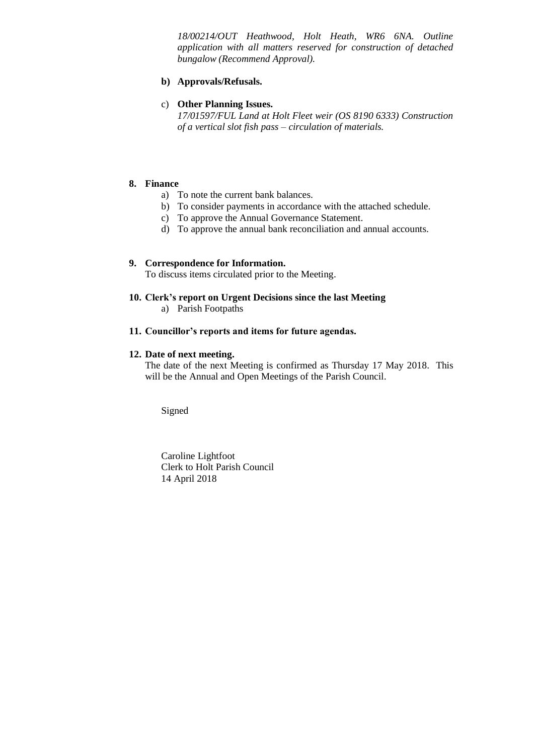*18/00214/OUT Heathwood, Holt Heath, WR6 6NA. Outline application with all matters reserved for construction of detached bungalow (Recommend Approval).*

**b) Approvals/Refusals.**

c) **Other Planning Issues.**
*17/01597/FUL Land at Holt Fleet weir (OS 8190 6333) Construction of a vertical slot fish pass – circulation of materials.*

**8. Finance**

a) To note the current bank balances.
b) To consider payments in accordance with the attached schedule.
c) To approve the Annual Governance Statement.
d) To approve the annual bank reconciliation and annual accounts.

**9. Correspondence for Information.**
To discuss items circulated prior to the Meeting.

**10. Clerk's report on Urgent Decisions since the last Meeting**

a) Parish Footpaths

**11. Councillor's reports and items for future agendas.**

**12. Date of next meeting.**
The date of the next Meeting is confirmed as Thursday 17 May 2018. This will be the Annual and Open Meetings of the Parish Council.

Signed

Caroline Lightfoot
Clerk to Holt Parish Council
14 April 2018